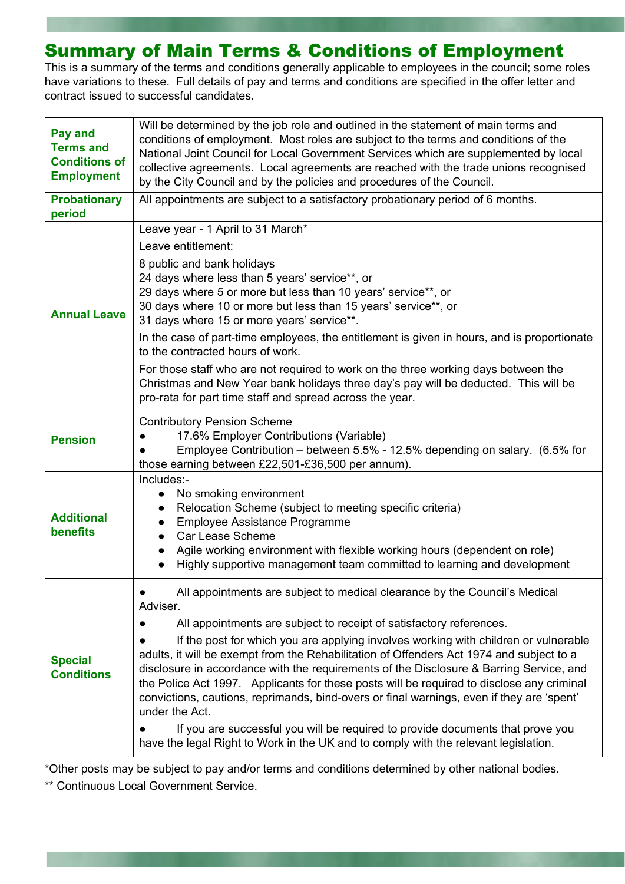# Summary of Main Terms & Conditions of Employment

This is a summary of the terms and conditions generally applicable to employees in the council; some roles have variations to these. Full details of pay and terms and conditions are specified in the offer letter and contract issued to successful candidates.

| | |
|---|---|
| **Pay and Terms and Conditions of Employment** | Will be determined by the job role and outlined in the statement of main terms and conditions of employment. Most roles are subject to the terms and conditions of the National Joint Council for Local Government Services which are supplemented by local collective agreements. Local agreements are reached with the trade unions recognised by the City Council and by the policies and procedures of the Council. |
| **Probationary period** | All appointments are subject to a satisfactory probationary period of 6 months. |
| **Annual Leave** | Leave year - 1 April to 31 March*<br>Leave entitlement:<br>8 public and bank holidays<br>24 days where less than 5 years' service**, or<br>29 days where 5 or more but less than 10 years' service**, or<br>30 days where 10 or more but less than 15 years' service**, or<br>31 days where 15 or more years' service**.<br>In the case of part-time employees, the entitlement is given in hours, and is proportionate to the contracted hours of work.<br>For those staff who are not required to work on the three working days between the Christmas and New Year bank holidays three day's pay will be deducted. This will be pro-rata for part time staff and spread across the year. |
| **Pension** | Contributory Pension Scheme<br>● 17.6% Employer Contributions (Variable)<br>● Employee Contribution – between 5.5% - 12.5% depending on salary. (6.5% for those earning between £22,501-£36,500 per annum). |
| **Additional benefits** | Includes:-<br>● No smoking environment<br>● Relocation Scheme (subject to meeting specific criteria)<br>● Employee Assistance Programme<br>● Car Lease Scheme<br>● Agile working environment with flexible working hours (dependent on role)<br>● Highly supportive management team committed to learning and development |
| **Special Conditions** | ● All appointments are subject to medical clearance by the Council's Medical Adviser.<br>● All appointments are subject to receipt of satisfactory references.<br>● If the post for which you are applying involves working with children or vulnerable adults, it will be exempt from the Rehabilitation of Offenders Act 1974 and subject to a disclosure in accordance with the requirements of the Disclosure & Barring Service, and the Police Act 1997. Applicants for these posts will be required to disclose any criminal convictions, cautions, reprimands, bind-overs or final warnings, even if they are 'spent' under the Act.<br>● If you are successful you will be required to provide documents that prove you have the legal Right to Work in the UK and to comply with the relevant legislation. |

*Other posts may be subject to pay and/or terms and conditions determined by other national bodies.

** Continuous Local Government Service.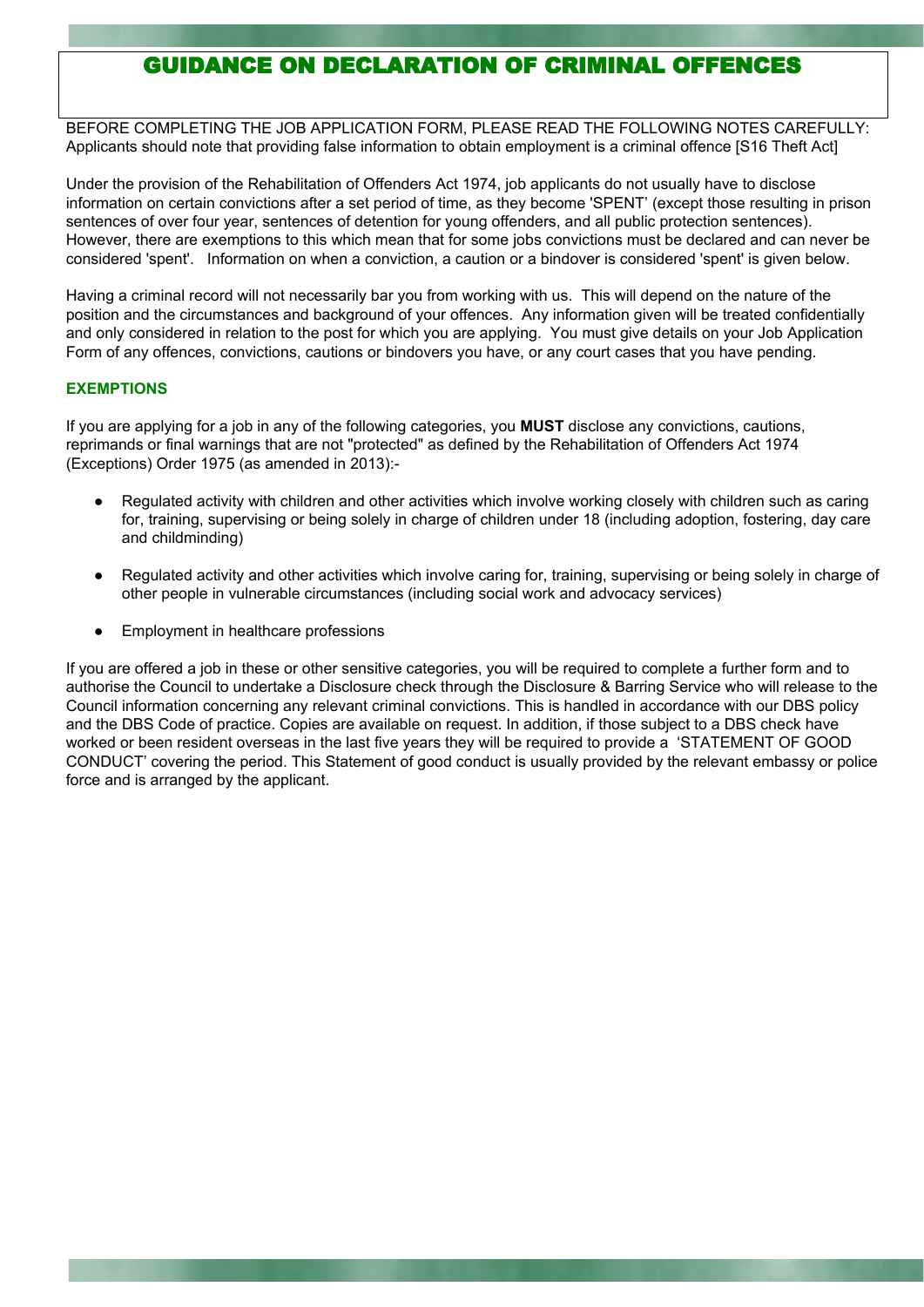# GUIDANCE ON DECLARATION OF CRIMINAL OFFENCES

BEFORE COMPLETING THE JOB APPLICATION FORM, PLEASE READ THE FOLLOWING NOTES CAREFULLY: Applicants should note that providing false information to obtain employment is a criminal offence [S16 Theft Act]

Under the provision of the Rehabilitation of Offenders Act 1974, job applicants do not usually have to disclose information on certain convictions after a set period of time, as they become 'SPENT' (except those resulting in prison sentences of over four year, sentences of detention for young offenders, and all public protection sentences). However, there are exemptions to this which mean that for some jobs convictions must be declared and can never be considered 'spent'. Information on when a conviction, a caution or a bindover is considered 'spent' is given below.

Having a criminal record will not necessarily bar you from working with us. This will depend on the nature of the position and the circumstances and background of your offences. Any information given will be treated confidentially and only considered in relation to the post for which you are applying. You must give details on your Job Application Form of any offences, convictions, cautions or bindovers you have, or any court cases that you have pending.

## EXEMPTIONS

If you are applying for a job in any of the following categories, you **MUST** disclose any convictions, cautions, reprimands or final warnings that are not "protected" as defined by the Rehabilitation of Offenders Act 1974 (Exceptions) Order 1975 (as amended in 2013):-

- Regulated activity with children and other activities which involve working closely with children such as caring for, training, supervising or being solely in charge of children under 18 (including adoption, fostering, day care and childminding)
- Regulated activity and other activities which involve caring for, training, supervising or being solely in charge of other people in vulnerable circumstances (including social work and advocacy services)
- Employment in healthcare professions

If you are offered a job in these or other sensitive categories, you will be required to complete a further form and to authorise the Council to undertake a Disclosure check through the Disclosure & Barring Service who will release to the Council information concerning any relevant criminal convictions. This is handled in accordance with our DBS policy and the DBS Code of practice. Copies are available on request. In addition, if those subject to a DBS check have worked or been resident overseas in the last five years they will be required to provide a 'STATEMENT OF GOOD CONDUCT' covering the period. This Statement of good conduct is usually provided by the relevant embassy or police force and is arranged by the applicant.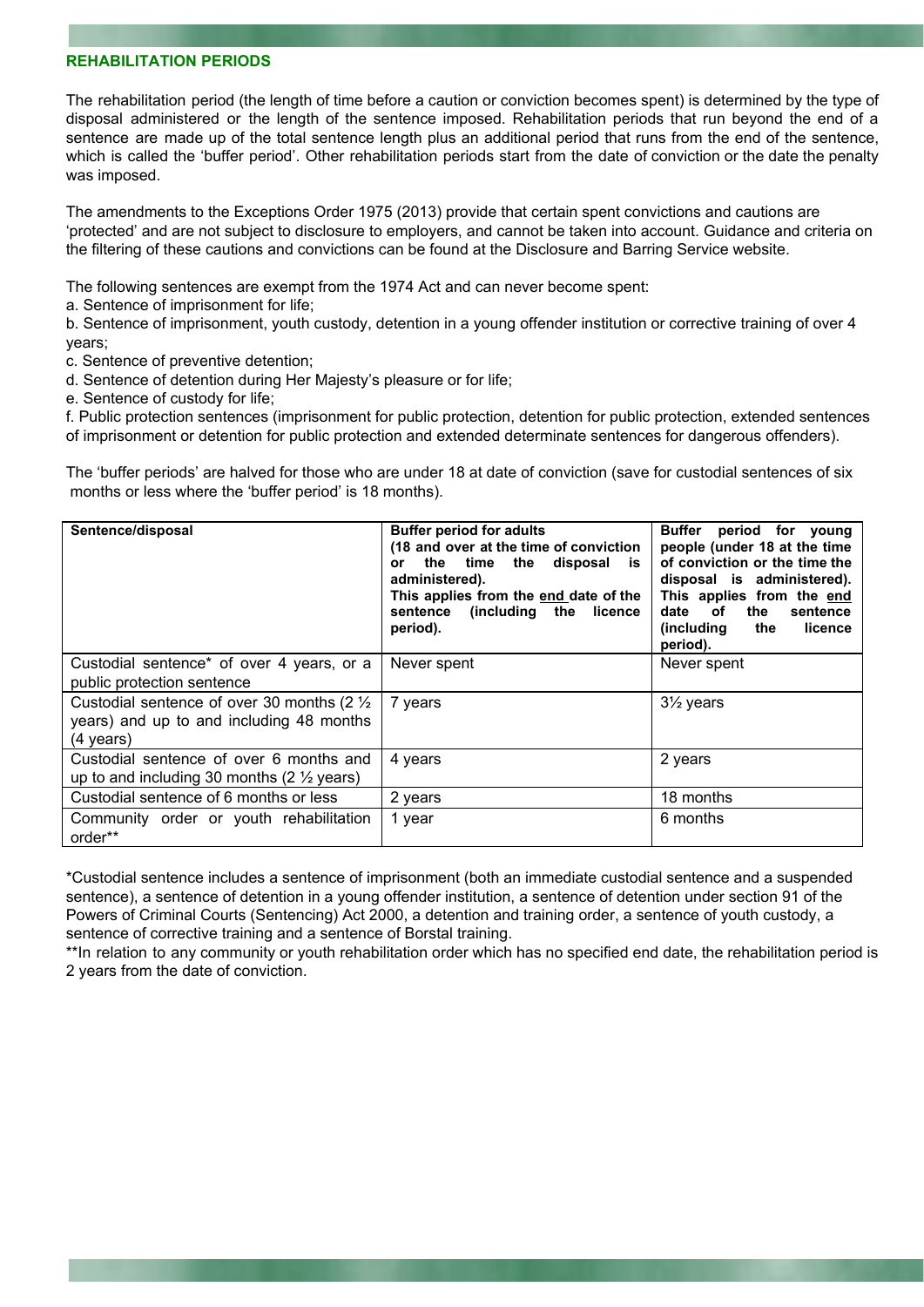## REHABILITATION PERIODS

The rehabilitation period (the length of time before a caution or conviction becomes spent) is determined by the type of disposal administered or the length of the sentence imposed. Rehabilitation periods that run beyond the end of a sentence are made up of the total sentence length plus an additional period that runs from the end of the sentence, which is called the 'buffer period'. Other rehabilitation periods start from the date of conviction or the date the penalty was imposed.

The amendments to the Exceptions Order 1975 (2013) provide that certain spent convictions and cautions are 'protected' and are not subject to disclosure to employers, and cannot be taken into account. Guidance and criteria on the filtering of these cautions and convictions can be found at the Disclosure and Barring Service website.

The following sentences are exempt from the 1974 Act and can never become spent:

a. Sentence of imprisonment for life;
b. Sentence of imprisonment, youth custody, detention in a young offender institution or corrective training of over 4 years;
c. Sentence of preventive detention;
d. Sentence of detention during Her Majesty's pleasure or for life;
e. Sentence of custody for life;
f. Public protection sentences (imprisonment for public protection, detention for public protection, extended sentences of imprisonment or detention for public protection and extended determinate sentences for dangerous offenders).

The 'buffer periods' are halved for those who are under 18 at date of conviction (save for custodial sentences of six months or less where the 'buffer period' is 18 months).

| **Sentence/disposal** | **Buffer period for adults (18 and over at the time of conviction or the time the disposal is administered). This applies from the end date of the sentence (including the licence period).** | **Buffer period for young people (under 18 at the time of conviction or the time the disposal is administered). This applies from the end date of the sentence (including the licence period).** |
|---|---|---|
| Custodial sentence* of over 4 years, or a public protection sentence | Never spent | Never spent |
| Custodial sentence of over 30 months (2 ½ years) and up to and including 48 months (4 years) | 7 years | 3½ years |
| Custodial sentence of over 6 months and up to and including 30 months (2 ½ years) | 4 years | 2 years |
| Custodial sentence of 6 months or less | 2 years | 18 months |
| Community order or youth rehabilitation order** | 1 year | 6 months |

*Custodial sentence includes a sentence of imprisonment (both an immediate custodial sentence and a suspended sentence), a sentence of detention in a young offender institution, a sentence of detention under section 91 of the Powers of Criminal Courts (Sentencing) Act 2000, a detention and training order, a sentence of youth custody, a sentence of corrective training and a sentence of Borstal training.

**In relation to any community or youth rehabilitation order which has no specified end date, the rehabilitation period is 2 years from the date of conviction.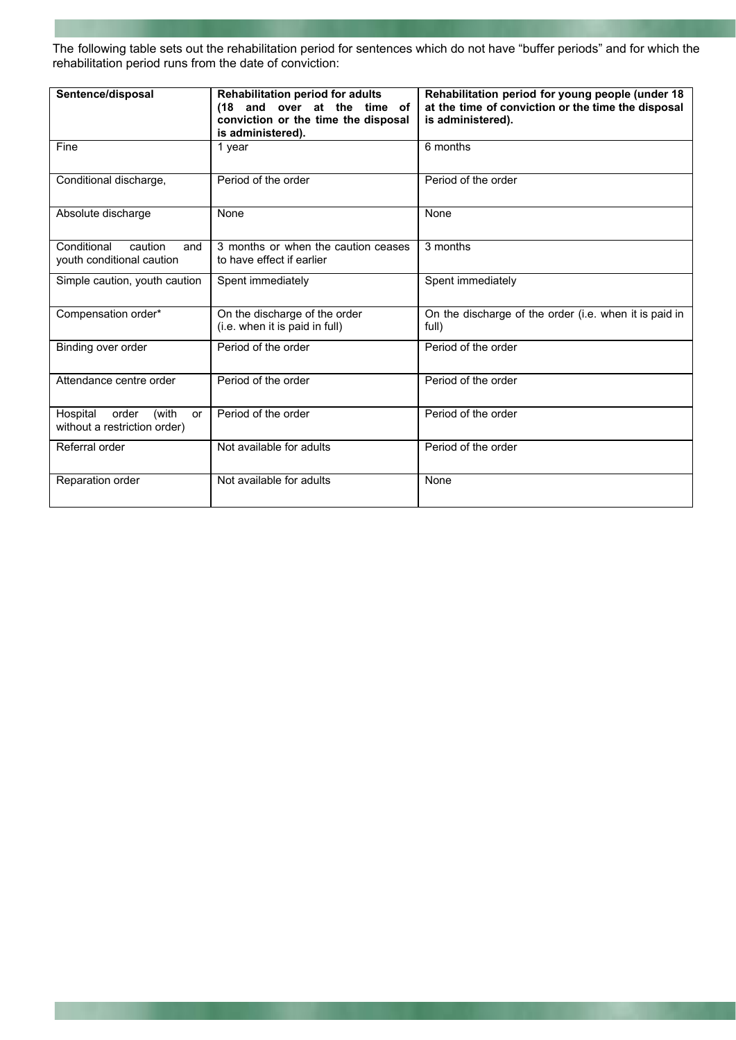The following table sets out the rehabilitation period for sentences which do not have "buffer periods" and for which the rehabilitation period runs from the date of conviction:

| Sentence/disposal | Rehabilitation period for adults (18 and over at the time of conviction or the time the disposal is administered). | Rehabilitation period for young people (under 18 at the time of conviction or the time the disposal is administered). |
|---|---|---|
| Fine | 1 year | 6 months |
| Conditional discharge, | Period of the order | Period of the order |
| Absolute discharge | None | None |
| Conditional caution and youth conditional caution | 3 months or when the caution ceases to have effect if earlier | 3 months |
| Simple caution, youth caution | Spent immediately | Spent immediately |
| Compensation order* | On the discharge of the order (i.e. when it is paid in full) | On the discharge of the order (i.e. when it is paid in full) |
| Binding over order | Period of the order | Period of the order |
| Attendance centre order | Period of the order | Period of the order |
| Hospital order (with or without a restriction order) | Period of the order | Period of the order |
| Referral order | Not available for adults | Period of the order |
| Reparation order | Not available for adults | None |